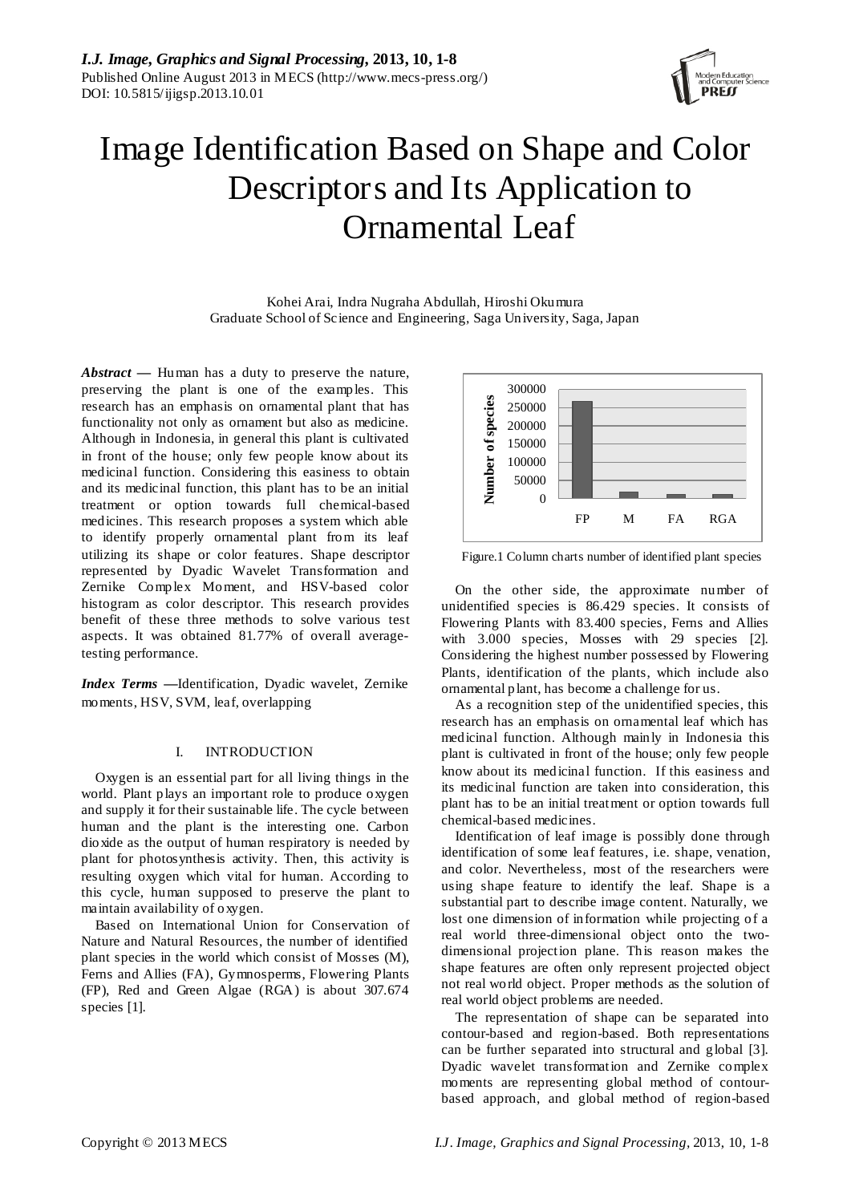# Image Identification Based on Shape and Color Descriptors and Its Application to Ornamental Leaf

Kohei Arai, Indra Nugraha Abdullah, Hiroshi Okumura
Graduate School of Science and Engineering, Saga University, Saga, Japan

***Abstract*** **—** Human has a duty to preserve the nature, preserving the plant is one of the examples. This research has an emphasis on ornamental plant that has functionality not only as ornament but also as medicine. Although in Indonesia, in general this plant is cultivated in front of the house; only few people know about its medicinal function. Considering this easiness to obtain and its medicinal function, this plant has to be an initial treatment or option towards full chemical-based medicines. This research proposes a system which able to identify properly ornamental plant from its leaf utilizing its shape or color features. Shape descriptor represented by Dyadic Wavelet Transformation and Zernike Complex Moment, and HSV-based color histogram as color descriptor. This research provides benefit of these three methods to solve various test aspects. It was obtained 81.77% of overall average-testing performance.

***Index Terms*** **—**Identification, Dyadic wavelet, Zernike moments, HSV, SVM, leaf, overlapping

## I. INTRODUCTION

Oxygen is an essential part for all living things in the world. Plant plays an important role to produce oxygen and supply it for their sustainable life. The cycle between human and the plant is the interesting one. Carbon dioxide as the output of human respiratory is needed by plant for photosynthesis activity. Then, this activity is resulting oxygen which vital for human. According to this cycle, human supposed to preserve the plant to maintain availability of oxygen.

Based on International Union for Conservation of Nature and Natural Resources, the number of identified plant species in the world which consist of Mosses (M), Ferns and Allies (FA), Gymnosperms, Flowering Plants (FP), Red and Green Algae (RGA) is about 307.674 species [1].

Figure.1 Column charts number of identified plant species

On the other side, the approximate number of unidentified species is 86.429 species. It consists of Flowering Plants with 83.400 species, Ferns and Allies with 3.000 species, Mosses with 29 species [2]. Considering the highest number possessed by Flowering Plants, identification of the plants, which include also ornamental plant, has become a challenge for us.

As a recognition step of the unidentified species, this research has an emphasis on ornamental leaf which has medicinal function. Although mainly in Indonesia this plant is cultivated in front of the house; only few people know about its medicinal function. If this easiness and its medicinal function are taken into consideration, this plant has to be an initial treatment or option towards full chemical-based medicines.

Identification of leaf image is possibly done through identification of some leaf features, i.e. shape, venation, and color. Nevertheless, most of the researchers were using shape feature to identify the leaf. Shape is a substantial part to describe image content. Naturally, we lost one dimension of information while projecting of a real world three-dimensional object onto the two-dimensional projection plane. This reason makes the shape features are often only represent projected object not real world object. Proper methods as the solution of real world object problems are needed.

The representation of shape can be separated into contour-based and region-based. Both representations can be further separated into structural and global [3]. Dyadic wavelet transformation and Zernike complex moments are representing global method of contour-based approach, and global method of region-based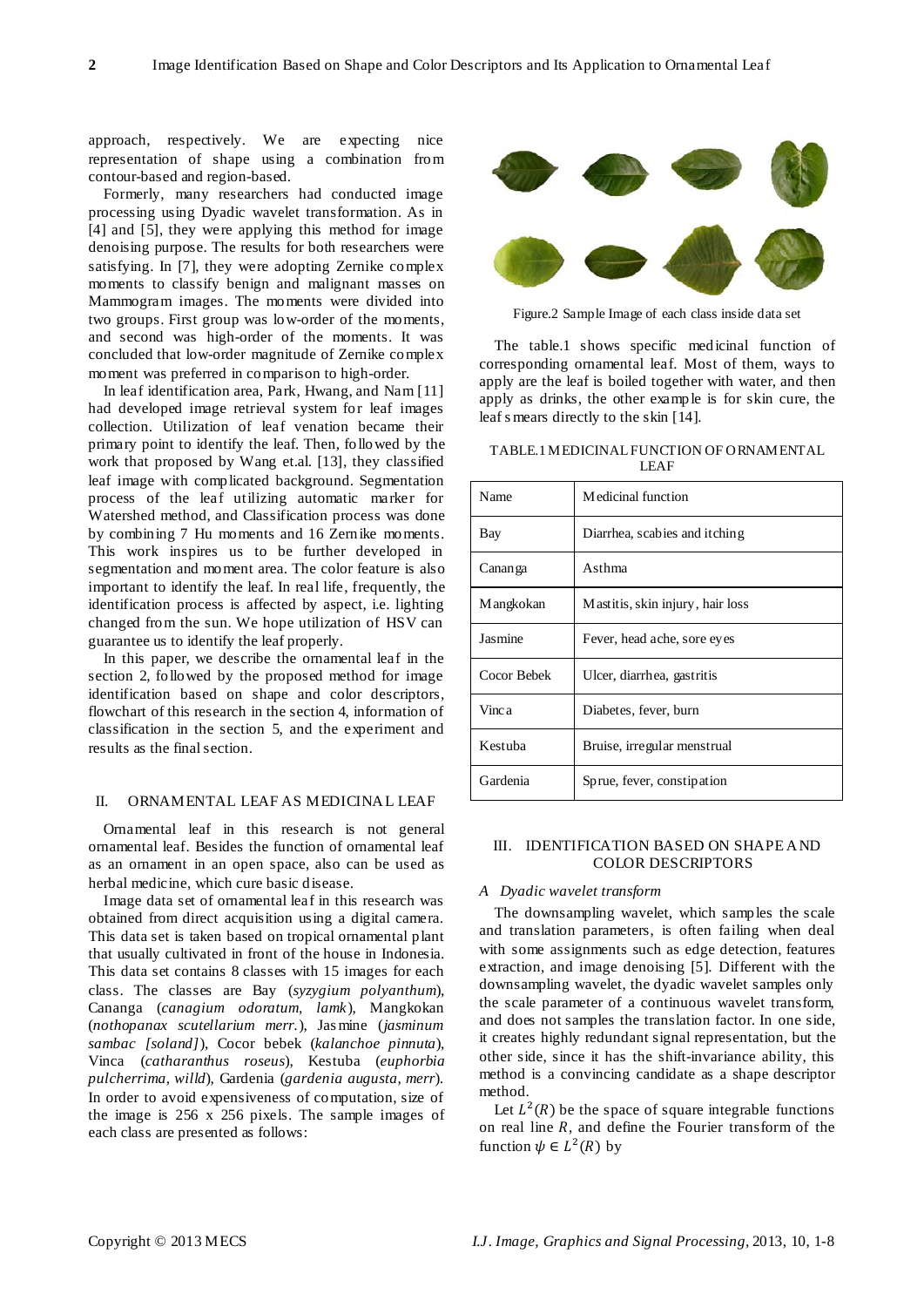approach, respectively. We are expecting nice representation of shape using a combination from contour-based and region-based.

Formerly, many researchers had conducted image processing using Dyadic wavelet transformation. As in [4] and [5], they were applying this method for image denoising purpose. The results for both researchers were satisfying. In [7], they were adopting Zernike complex moments to classify benign and malignant masses on Mammogram images. The moments were divided into two groups. First group was low-order of the moments, and second was high-order of the moments. It was concluded that low-order magnitude of Zernike complex moment was preferred in comparison to high-order.

In leaf identification area, Park, Hwang, and Nam [11] had developed image retrieval system for leaf images collection. Utilization of leaf venation became their primary point to identify the leaf. Then, followed by the work that proposed by Wang et.al. [13], they classified leaf image with complicated background. Segmentation process of the leaf utilizing automatic marker for Watershed method, and Classification process was done by combining 7 Hu moments and 16 Zernike moments. This work inspires us to be further developed in segmentation and moment area. The color feature is also important to identify the leaf. In real life, frequently, the identification process is affected by aspect, i.e. lighting changed from the sun. We hope utilization of HSV can guarantee us to identify the leaf properly.

In this paper, we describe the ornamental leaf in the section 2, followed by the proposed method for image identification based on shape and color descriptors, flowchart of this research in the section 4, information of classification in the section 5, and the experiment and results as the final section.

## II. ORNAMENTAL LEAF AS MEDICINAL LEAF

Ornamental leaf in this research is not general ornamental leaf. Besides the function of ornamental leaf as an ornament in an open space, also can be used as herbal medicine, which cure basic disease.

Image data set of ornamental leaf in this research was obtained from direct acquisition using a digital camera. This data set is taken based on tropical ornamental plant that usually cultivated in front of the house in Indonesia. This data set contains 8 classes with 15 images for each class. The classes are Bay (*syzygium polyanthum*), Cananga (*canagium odoratum, lamk*), Mangkokan (*nothopanax scutellarium merr.*), Jasmine (*jasminum sambac [soland]*), Cocor bebek (*kalanchoe pinnuta*), Vinca (*catharanthus roseus*), Kestuba (*euphorbia pulcherrima, willd*), Gardenia (*gardenia augusta, merr*). In order to avoid expensiveness of computation, size of the image is 256 x 256 pixels. The sample images of each class are presented as follows:

Figure.2 Sample Image of each class inside data set

The table.1 shows specific medicinal function of corresponding ornamental leaf. Most of them, ways to apply are the leaf is boiled together with water, and then apply as drinks, the other example is for skin cure, the leaf smears directly to the skin [14].

TABLE.1 MEDICINAL FUNCTION OF ORNAMENTAL LEAF

| Name | Medicinal function |
|---|---|
| Bay | Diarrhea, scabies and itching |
| Cananga | Asthma |
| Mangkokan | Mastitis, skin injury, hair loss |
| Jasmine | Fever, head ache, sore eyes |
| Cocor Bebek | Ulcer, diarrhea, gastritis |
| Vinca | Diabetes, fever, burn |
| Kestuba | Bruise, irregular menstrual |
| Gardenia | Sprue, fever, constipation |

## III. IDENTIFICATION BASED ON SHAPE AND COLOR DESCRIPTORS

### *A Dyadic wavelet transform*

The downsampling wavelet, which samples the scale and translation parameters, is often failing when deal with some assignments such as edge detection, features extraction, and image denoising [5]. Different with the downsampling wavelet, the dyadic wavelet samples only the scale parameter of a continuous wavelet transform, and does not samples the translation factor. In one side, it creates highly redundant signal representation, but the other side, since it has the shift-invariance ability, this method is a convincing candidate as a shape descriptor method.

Let $L^2(R)$ be the space of square integrable functions on real line $R$, and define the Fourier transform of the function $\psi \in L^2(R)$ by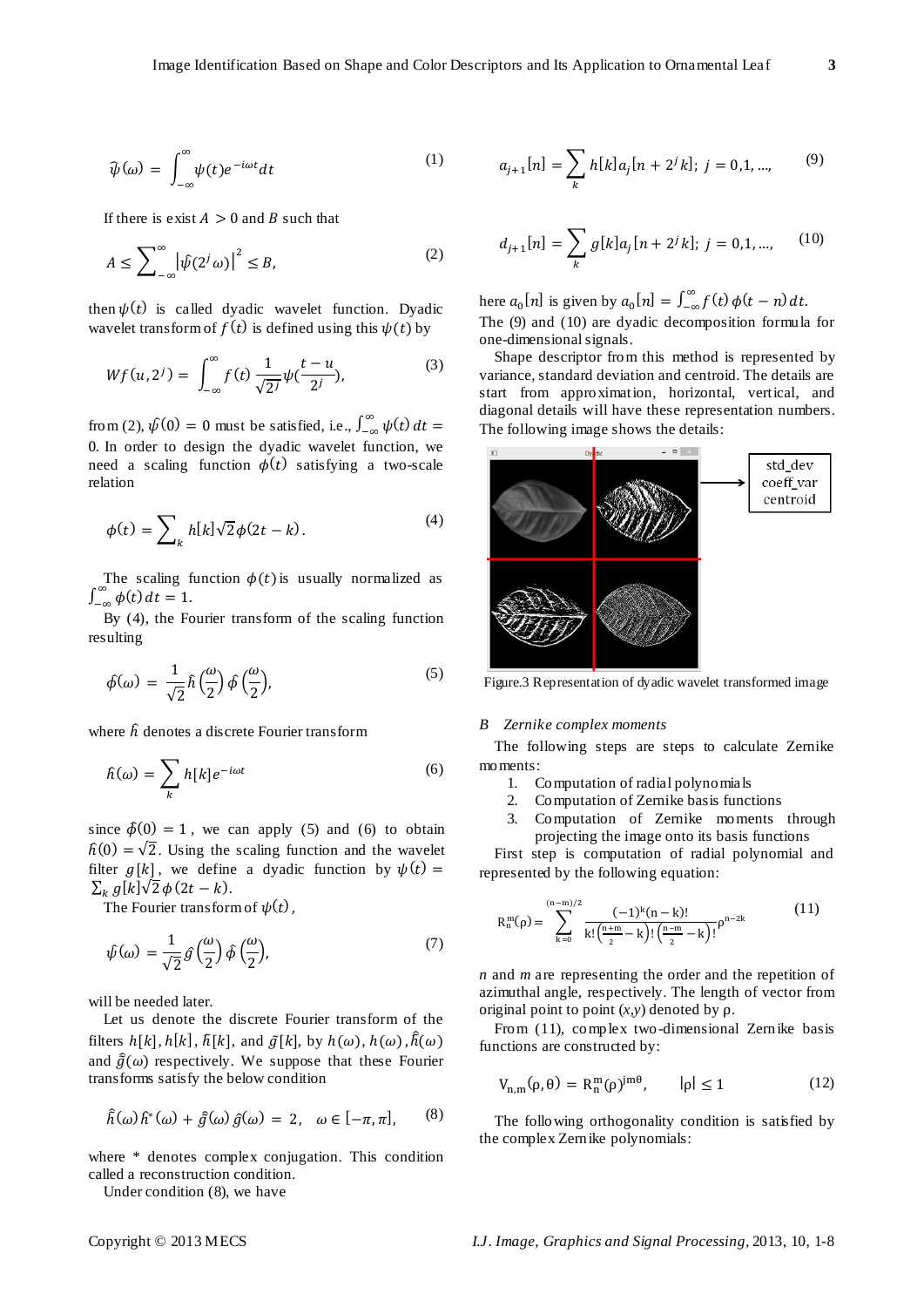$$\hat{\psi}(\omega) = \int_{-\infty}^{\infty} \psi(t) e^{-i\omega t} dt \tag{1}$$

If there is exist $A > 0$ and $B$ such that

$$A \leq \sum_{-\infty}^{\infty} \left|\hat{\psi}(2^j \omega)\right|^2 \leq B, \tag{2}$$

then $\psi(t)$ is called dyadic wavelet function. Dyadic wavelet transform of $f(t)$ is defined using this $\psi(t)$ by

$$Wf(u, 2^j) = \int_{-\infty}^{\infty} f(t) \frac{1}{\sqrt{2^j}} \psi(\frac{t-u}{2^j}), \tag{3}$$

from (2), $\hat{\psi}(0) = 0$ must be satisfied, i.e., $\int_{-\infty}^{\infty} \psi(t)\, dt = 0$. In order to design the dyadic wavelet function, we need a scaling function $\phi(t)$ satisfying a two-scale relation

$$\phi(t) = \sum_k h[k] \sqrt{2} \phi(2t - k). \tag{4}$$

The scaling function $\phi(t)$ is usually normalized as $\int_{-\infty}^{\infty} \phi(t)\, dt = 1$.

By (4), the Fourier transform of the scaling function resulting

$$\hat{\phi}(\omega) = \frac{1}{\sqrt{2}} \hat{h}\left(\frac{\omega}{2}\right) \hat{\phi}\left(\frac{\omega}{2}\right), \tag{5}$$

where $\hat{h}$ denotes a discrete Fourier transform

$$\hat{h}(\omega) = \sum_k h[k] e^{-i\omega t} \tag{6}$$

since $\hat{\phi}(0) = 1$, we can apply (5) and (6) to obtain $\hat{h}(0) = \sqrt{2}$. Using the scaling function and the wavelet filter $g[k]$, we define a dyadic function by $\psi(t) = \sum_k g[k] \sqrt{2} \phi(2t - k)$.

The Fourier transform of $\psi(t)$,

$$\hat{\psi}(\omega) = \frac{1}{\sqrt{2}} \hat{g}\left(\frac{\omega}{2}\right) \hat{\phi}\left(\frac{\omega}{2}\right), \tag{7}$$

will be needed later.

Let us denote the discrete Fourier transform of the filters $h[k]$, $h[k]$, $\tilde{h}[k]$, and $\tilde{g}[k]$, by $h(\omega)$, $h(\omega)$, $\hat{\tilde{h}}(\omega)$ and $\hat{\tilde{g}}(\omega)$ respectively. We suppose that these Fourier transforms satisfy the below condition

$$\hat{\tilde{h}}(\omega) \hat{h}^*(\omega) + \hat{\tilde{g}}(\omega) \hat{g}(\omega) = 2, \quad \omega \in [-\pi, \pi], \tag{8}$$

where * denotes complex conjugation. This condition called a reconstruction condition.

Under condition (8), we have

$$a_{j+1}[n] = \sum_k h[k] a_j[n + 2^j k]; \; j = 0,1, \ldots, \tag{9}$$

$$d_{j+1}[n] = \sum_k g[k] a_j[n + 2^j k]; \; j = 0,1, \ldots, \tag{10}$$

here $a_0[n]$ is given by $a_0[n] = \int_{-\infty}^{\infty} f(t)\, \phi(t - n)\, dt$.

The (9) and (10) are dyadic decomposition formula for one-dimensional signals.

Shape descriptor from this method is represented by variance, standard deviation and centroid. The details are start from approximation, horizontal, vertical, and diagonal details will have these representation numbers. The following image shows the details:

std_dev
coeff_var
centroid

Figure.3 Representation of dyadic wavelet transformed image

### B Zernike complex moments

The following steps are steps to calculate Zernike moments:

1. Computation of radial polynomials
2. Computation of Zernike basis functions
3. Computation of Zernike moments through projecting the image onto its basis functions

First step is computation of radial polynomial and represented by the following equation:

$$R_n^m(\rho) = \sum_{k=0}^{(n-m)/2} \frac{(-1)^k (n-k)!}{k! \left(\frac{n+m}{2} - k\right)! \left(\frac{n-m}{2} - k\right)!} \rho^{n-2k} \tag{11}$$

*n* and *m* are representing the order and the repetition of azimuthal angle, respectively. The length of vector from original point to point $(x,y)$ denoted by $\rho$.

From (11), complex two-dimensional Zernike basis functions are constructed by:

$$V_{n,m}(\rho, \theta) = R_n^m(\rho)^{jm\theta}, \qquad |\rho| \leq 1 \tag{12}$$

The following orthogonality condition is satisfied by the complex Zernike polynomials: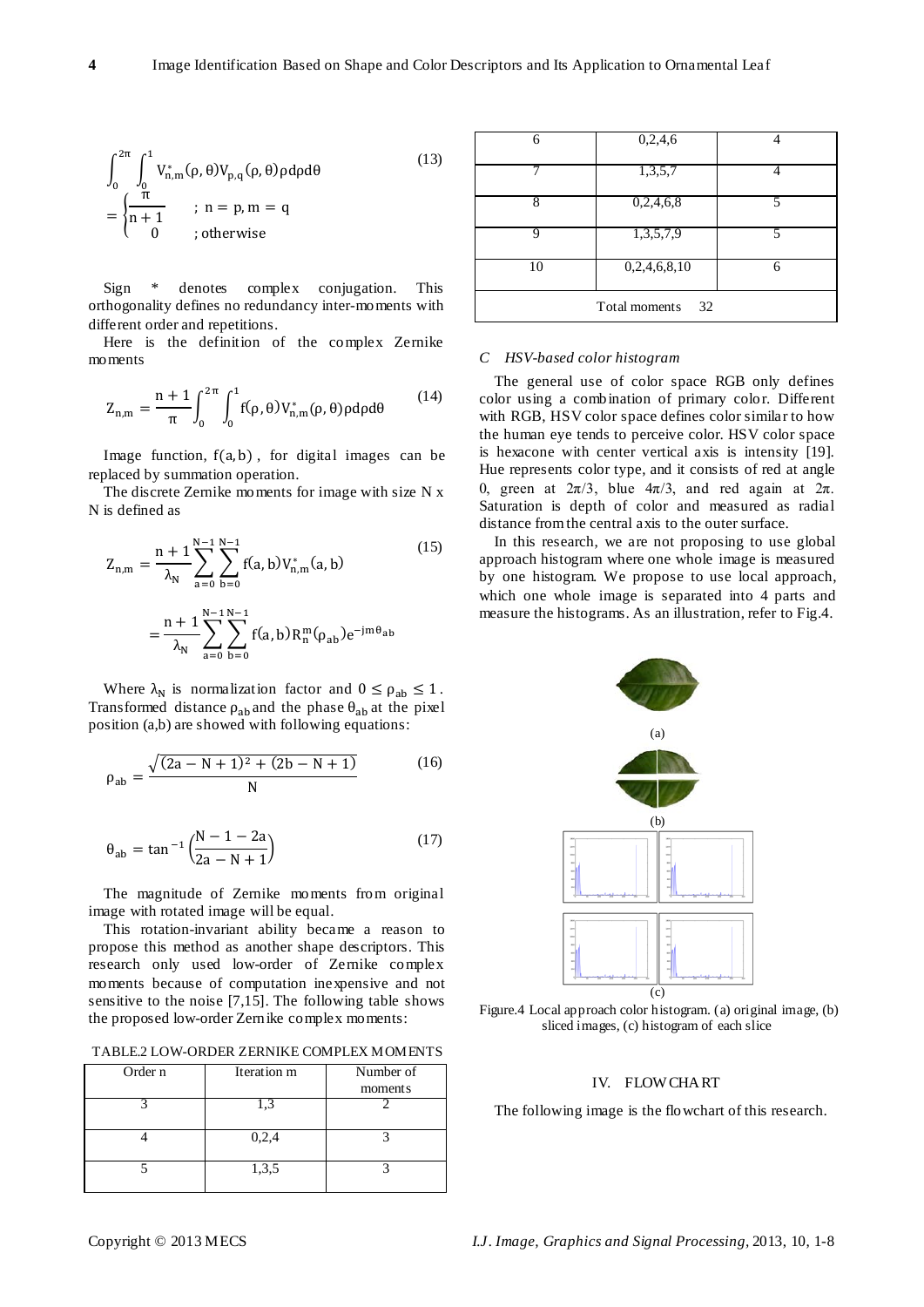$$\int_0^{2\pi}\int_0^1 V_{n,m}^*(\rho,\theta)V_{p,q}(\rho,\theta)\rho d\rho d\theta = \begin{cases} \frac{\pi}{n+1} & ; n = p, m = q \\ 0 & ; \text{otherwise} \end{cases} \quad (13)$$

Sign * denotes complex conjugation. This orthogonality defines no redundancy inter-moments with different order and repetitions.

Here is the definition of the complex Zernike moments

$$Z_{n,m} = \frac{n+1}{\pi}\int_0^{2\pi}\int_0^1 f(\rho,\theta)V_{n,m}^*(\rho,\theta)\rho d\rho d\theta \quad (14)$$

Image function, $f(a,b)$, for digital images can be replaced by summation operation.

The discrete Zernike moments for image with size N x N is defined as

$$Z_{n,m} = \frac{n+1}{\lambda_N}\sum_{a=0}^{N-1}\sum_{b=0}^{N-1} f(a,b)V_{n,m}^*(a,b) = \frac{n+1}{\lambda_N}\sum_{a=0}^{N-1}\sum_{b=0}^{N-1} f(a,b)R_n^m(\rho_{ab})e^{-jm\theta_{ab}} \quad (15)$$

Where $\lambda_N$ is normalization factor and $0 \leq \rho_{ab} \leq 1$. Transformed distance $\rho_{ab}$ and the phase $\theta_{ab}$ at the pixel position (a,b) are showed with following equations:

$$\rho_{ab} = \frac{\sqrt{(2a-N+1)^2 + (2b-N+1)}}{N} \quad (16)$$

$$\theta_{ab} = \tan^{-1}\left(\frac{N-1-2a}{2a-N+1}\right) \quad (17)$$

The magnitude of Zernike moments from original image with rotated image will be equal.

This rotation-invariant ability became a reason to propose this method as another shape descriptors. This research only used low-order of Zernike complex moments because of computation inexpensive and not sensitive to the noise [7,15]. The following table shows the proposed low-order Zernike complex moments:

TABLE.2 LOW-ORDER ZERNIKE COMPLEX MOMENTS

| Order n | Iteration m | Number of moments |
|---|---|---|
| 3 | 1,3 | 2 |
| 4 | 0,2,4 | 3 |
| 5 | 1,3,5 | 3 |
| 6 | 0,2,4,6 | 4 |
| 7 | 1,3,5,7 | 4 |
| 8 | 0,2,4,6,8 | 5 |
| 9 | 1,3,5,7,9 | 5 |
| 10 | 0,2,4,6,8,10 | 6 |
| Total moments 32 | | |

### C HSV-based color histogram

The general use of color space RGB only defines color using a combination of primary color. Different with RGB, HSV color space defines color similar to how the human eye tends to perceive color. HSV color space is hexacone with center vertical axis is intensity [19]. Hue represents color type, and it consists of red at angle 0, green at $2\pi/3$, blue $4\pi/3$, and red again at $2\pi$. Saturation is depth of color and measured as radial distance from the central axis to the outer surface.

In this research, we are not proposing to use global approach histogram where one whole image is measured by one histogram. We propose to use local approach, which one whole image is separated into 4 parts and measure the histograms. As an illustration, refer to Fig.4.

Figure.4 Local approach color histogram. (a) original image, (b) sliced images, (c) histogram of each slice

## IV. FLOWCHART

The following image is the flowchart of this research.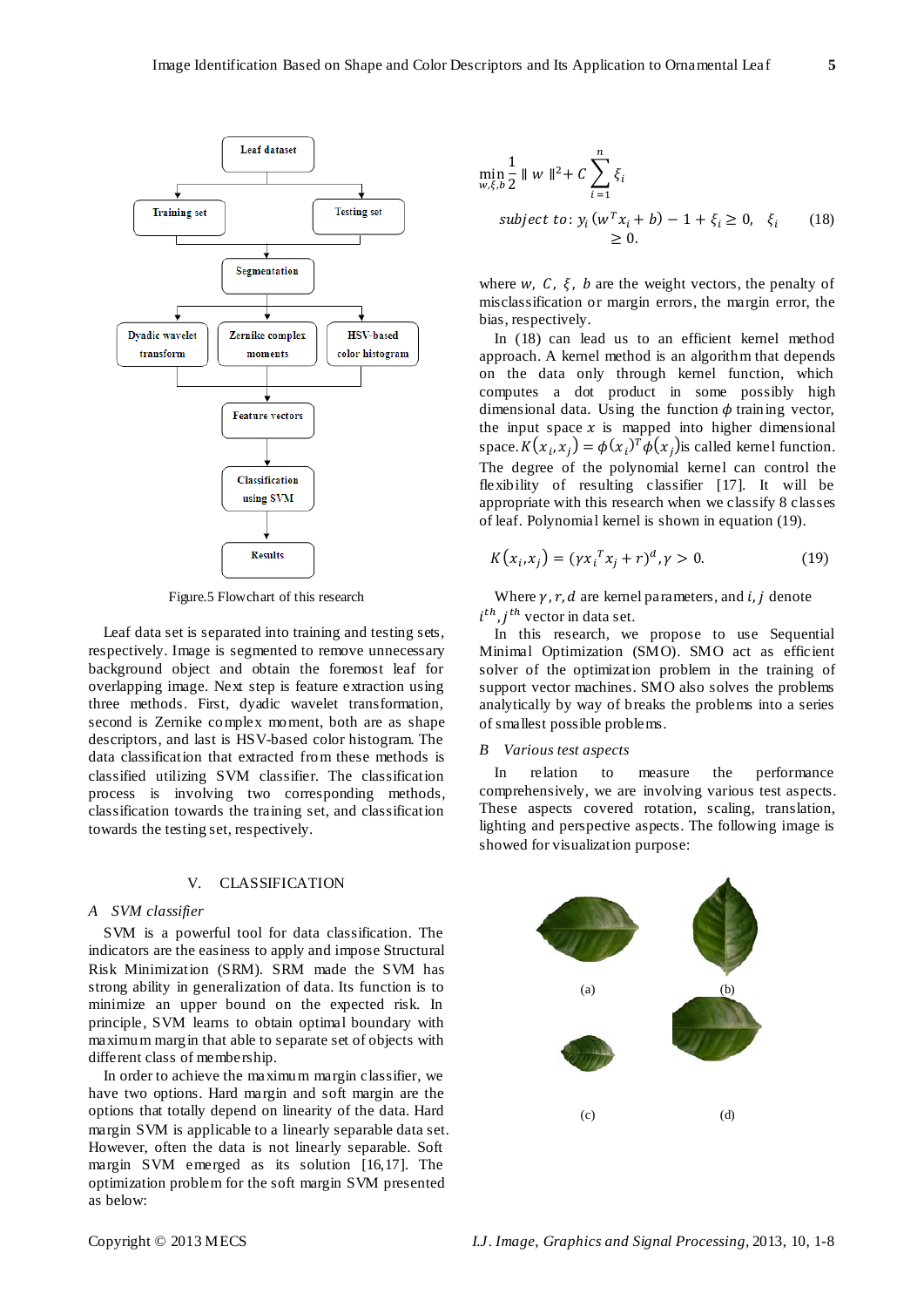Figure.5 Flowchart of this research

Leaf data set is separated into training and testing sets, respectively. Image is segmented to remove unnecessary background object and obtain the foremost leaf for overlapping image. Next step is feature extraction using three methods. First, dyadic wavelet transformation, second is Zernike complex moment, both are as shape descriptors, and last is HSV-based color histogram. The data classification that extracted from these methods is classified utilizing SVM classifier. The classification process is involving two corresponding methods, classification towards the training set, and classification towards the testing set, respectively.

## V. CLASSIFICATION

### A SVM classifier

SVM is a powerful tool for data classification. The indicators are the easiness to apply and impose Structural Risk Minimization (SRM). SRM made the SVM has strong ability in generalization of data. Its function is to minimize an upper bound on the expected risk. In principle, SVM learns to obtain optimal boundary with maximum margin that able to separate set of objects with different class of membership.

In order to achieve the maximum margin classifier, we have two options. Hard margin and soft margin are the options that totally depend on linearity of the data. Hard margin SVM is applicable to a linearly separable data set. However, often the data is not linearly separable. Soft margin SVM emerged as its solution [16,17]. The optimization problem for the soft margin SVM presented as below:

$$\min_{w,\xi,b} \frac{1}{2}\| w \|^2 + C\sum_{i=1}^{n} \xi_i$$

$$subject\ to: y_i\left(w^T x_i + b\right) - 1 + \xi_i \geq 0,\quad \xi_i \geq 0. \tag{18}$$

where $w$, $C$, $\xi$, $b$ are the weight vectors, the penalty of misclassification or margin errors, the margin error, the bias, respectively.

In (18) can lead us to an efficient kernel method approach. A kernel method is an algorithm that depends on the data only through kernel function, which computes a dot product in some possibly high dimensional data. Using the function $\phi$ training vector, the input space $x$ is mapped into higher dimensional space. $K(x_i,x_j) = \phi(x_i)^T\phi(x_j)$ is called kernel function. The degree of the polynomial kernel can control the flexibility of resulting classifier [17]. It will be appropriate with this research when we classify 8 classes of leaf. Polynomial kernel is shown in equation (19).

$$K(x_i,x_j) = (\gamma {x_i}^T x_j + r)^d, \gamma > 0. \tag{19}$$

Where $\gamma, r, d$ are kernel parameters, and $i, j$ denote $i^{th}, j^{th}$ vector in data set.

In this research, we propose to use Sequential Minimal Optimization (SMO). SMO act as efficient solver of the optimization problem in the training of support vector machines. SMO also solves the problems analytically by way of breaks the problems into a series of smallest possible problems.

### B Various test aspects

In relation to measure the performance comprehensively, we are involving various test aspects. These aspects covered rotation, scaling, translation, lighting and perspective aspects. The following image is showed for visualization purpose:

(a) (b) (c) (d)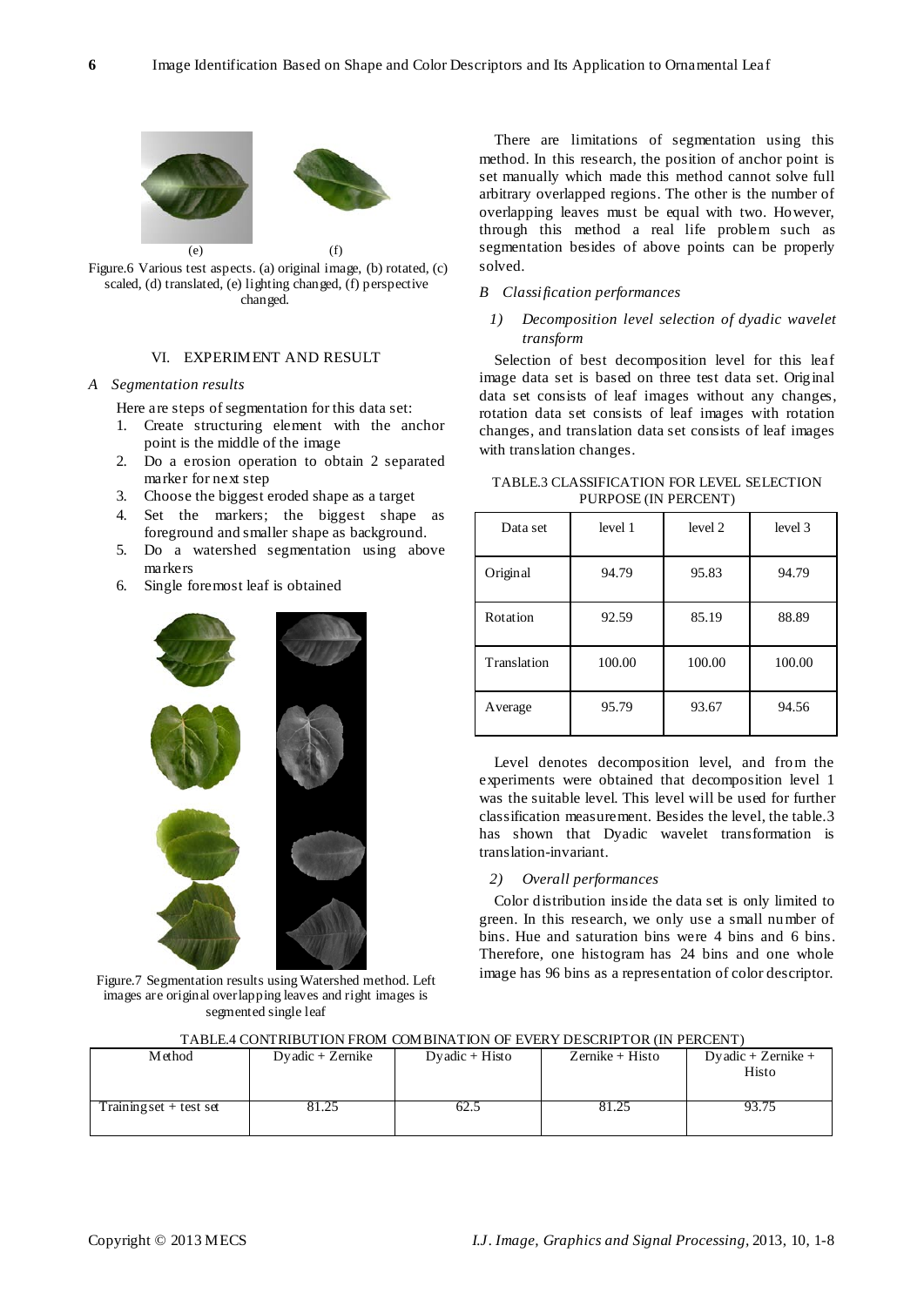(e) (f)

Figure.6 Various test aspects. (a) original image, (b) rotated, (c) scaled, (d) translated, (e) lighting changed, (f) perspective changed.

## VI. EXPERIMENT AND RESULT

### *A Segmentation results*

Here are steps of segmentation for this data set:

1. Create structuring element with the anchor point is the middle of the image
2. Do a erosion operation to obtain 2 separated marker for next step
3. Choose the biggest eroded shape as a target
4. Set the markers; the biggest shape as foreground and smaller shape as background.
5. Do a watershed segmentation using above markers
6. Single foremost leaf is obtained

Figure.7 Segmentation results using Watershed method. Left images are original overlapping leaves and right images is segmented single leaf

There are limitations of segmentation using this method. In this research, the position of anchor point is set manually which made this method cannot solve full arbitrary overlapped regions. The other is the number of overlapping leaves must be equal with two. However, through this method a real life problem such as segmentation besides of above points can be properly solved.

### *B Classification performances*

#### *1) Decomposition level selection of dyadic wavelet transform*

Selection of best decomposition level for this leaf image data set is based on three test data set. Original data set consists of leaf images without any changes, rotation data set consists of leaf images with rotation changes, and translation data set consists of leaf images with translation changes.

TABLE.3 CLASSIFICATION FOR LEVEL SELECTION PURPOSE (IN PERCENT)

| Data set | level 1 | level 2 | level 3 |
|---|---|---|---|
| Original | 94.79 | 95.83 | 94.79 |
| Rotation | 92.59 | 85.19 | 88.89 |
| Translation | 100.00 | 100.00 | 100.00 |
| Average | 95.79 | 93.67 | 94.56 |

Level denotes decomposition level, and from the experiments were obtained that decomposition level 1 was the suitable level. This level will be used for further classification measurement. Besides the level, the table.3 has shown that Dyadic wavelet transformation is translation-invariant.

#### *2) Overall performances*

Color distribution inside the data set is only limited to green. In this research, we only use a small number of bins. Hue and saturation bins were 4 bins and 6 bins. Therefore, one histogram has 24 bins and one whole image has 96 bins as a representation of color descriptor.

TABLE.4 CONTRIBUTION FROM COMBINATION OF EVERY DESCRIPTOR (IN PERCENT)

| Method | Dyadic + Zernike | Dyadic + Histo | Zernike + Histo | Dyadic + Zernike + Histo |
|---|---|---|---|---|
| Training set + test set | 81.25 | 62.5 | 81.25 | 93.75 |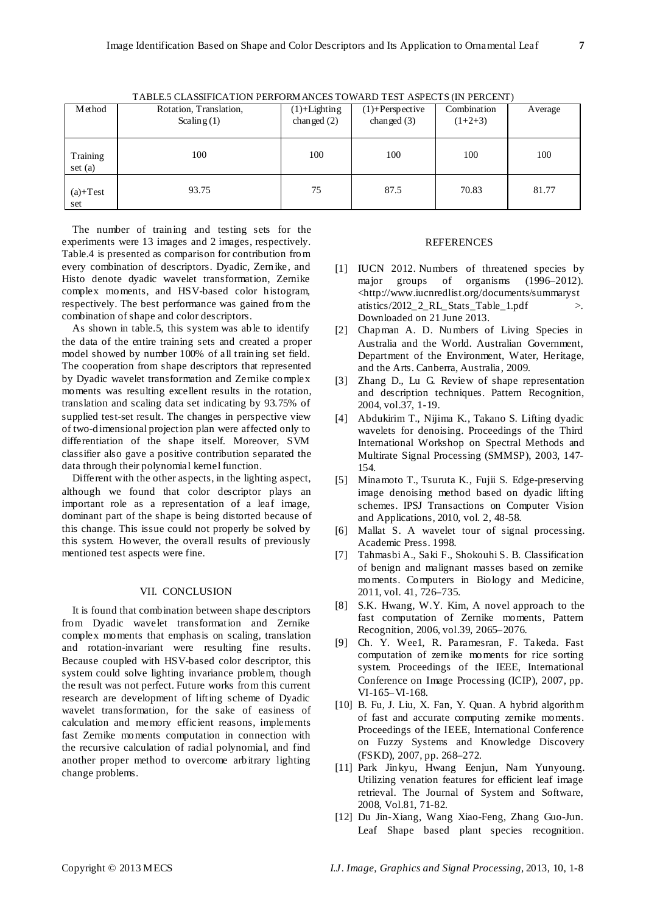TABLE.5 CLASSIFICATION PERFORMANCES TOWARD TEST ASPECTS (IN PERCENT)

| Method | Rotation, Translation, Scaling (1) | (1)+Lighting changed (2) | (1)+Perspective changed (3) | Combination (1+2+3) | Average |
|---|---|---|---|---|---|
| Training set (a) | 100 | 100 | 100 | 100 | 100 |
| (a)+Test set | 93.75 | 75 | 87.5 | 70.83 | 81.77 |

The number of training and testing sets for the experiments were 13 images and 2 images, respectively. Table.4 is presented as comparison for contribution from every combination of descriptors. Dyadic, Zernike, and Histo denote dyadic wavelet transformation, Zernike complex moments, and HSV-based color histogram, respectively. The best performance was gained from the combination of shape and color descriptors.

As shown in table.5, this system was able to identify the data of the entire training sets and created a proper model showed by number 100% of all training set field. The cooperation from shape descriptors that represented by Dyadic wavelet transformation and Zernike complex moments was resulting excellent results in the rotation, translation and scaling data set indicating by 93.75% of supplied test-set result. The changes in perspective view of two-dimensional projection plan were affected only to differentiation of the shape itself. Moreover, SVM classifier also gave a positive contribution separated the data through their polynomial kernel function.

Different with the other aspects, in the lighting aspect, although we found that color descriptor plays an important role as a representation of a leaf image, dominant part of the shape is being distorted because of this change. This issue could not properly be solved by this system. However, the overall results of previously mentioned test aspects were fine.

## VII. CONCLUSION

It is found that combination between shape descriptors from Dyadic wavelet transformation and Zernike complex moments that emphasis on scaling, translation and rotation-invariant were resulting fine results. Because coupled with HSV-based color descriptor, this system could solve lighting invariance problem, though the result was not perfect. Future works from this current research are development of lifting scheme of Dyadic wavelet transformation, for the sake of easiness of calculation and memory efficient reasons, implements fast Zernike moments computation in connection with the recursive calculation of radial polynomial, and find another proper method to overcome arbitrary lighting change problems.

## REFERENCES

[1] IUCN 2012. Numbers of threatened species by major groups of organisms (1996–2012). <http://www.iucnredlist.org/documents/summarystatistics/2012_2_RL_Stats_Table_1.pdf >. Downloaded on 21 June 2013.

[2] Chapman A. D. Numbers of Living Species in Australia and the World. Australian Government, Department of the Environment, Water, Heritage, and the Arts. Canberra, Australia, 2009.

[3] Zhang D., Lu G. Review of shape representation and description techniques. Pattern Recognition, 2004, vol.37, 1-19.

[4] Abdukirim T., Nijima K., Takano S. Lifting dyadic wavelets for denoising. Proceedings of the Third International Workshop on Spectral Methods and Multirate Signal Processing (SMMSP), 2003, 147-154.

[5] Minamoto T., Tsuruta K., Fujii S. Edge-preserving image denoising method based on dyadic lifting schemes. IPSJ Transactions on Computer Vision and Applications, 2010, vol. 2, 48-58.

[6] Mallat S. A wavelet tour of signal processing. Academic Press. 1998.

[7] Tahmasbi A., Saki F., Shokouhi S. B. Classification of benign and malignant masses based on zernike moments. Computers in Biology and Medicine, 2011, vol. 41, 726–735.

[8] S.K. Hwang, W.Y. Kim, A novel approach to the fast computation of Zernike moments, Pattern Recognition, 2006, vol.39, 2065–2076.

[9] Ch. Y. Wee1, R. Paramesran, F. Takeda. Fast computation of zernike moments for rice sorting system. Proceedings of the IEEE, International Conference on Image Processing (ICIP), 2007, pp. VI-165–VI-168.

[10] B. Fu, J. Liu, X. Fan, Y. Quan. A hybrid algorithm of fast and accurate computing zernike moments. Proceedings of the IEEE, International Conference on Fuzzy Systems and Knowledge Discovery (FSKD), 2007, pp. 268–272.

[11] Park Jinkyu, Hwang Eenjun, Nam Yunyoung. Utilizing venation features for efficient leaf image retrieval. The Journal of System and Software, 2008, Vol.81, 71-82.

[12] Du Jin-Xiang, Wang Xiao-Feng, Zhang Guo-Jun. Leaf Shape based plant species recognition.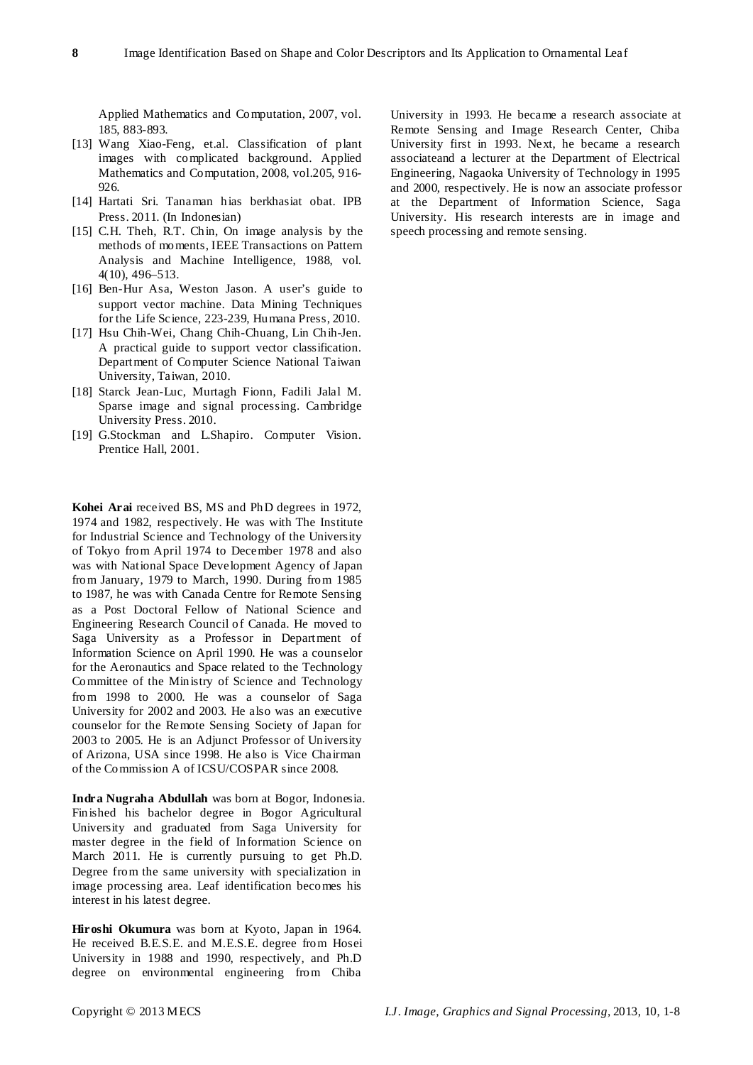Applied Mathematics and Computation, 2007, vol. 185, 883-893.

[13] Wang Xiao-Feng, et.al. Classification of plant images with complicated background. Applied Mathematics and Computation, 2008, vol.205, 916-926.

[14] Hartati Sri. Tanaman hias berkhasiat obat. IPB Press. 2011. (In Indonesian)

[15] C.H. Theh, R.T. Chin, On image analysis by the methods of moments, IEEE Transactions on Pattern Analysis and Machine Intelligence, 1988, vol. 4(10), 496–513.

[16] Ben-Hur Asa, Weston Jason. A user's guide to support vector machine. Data Mining Techniques for the Life Science, 223-239, Humana Press, 2010.

[17] Hsu Chih-Wei, Chang Chih-Chuang, Lin Chih-Jen. A practical guide to support vector classification. Department of Computer Science National Taiwan University, Taiwan, 2010.

[18] Starck Jean-Luc, Murtagh Fionn, Fadili Jalal M. Sparse image and signal processing. Cambridge University Press. 2010.

[19] G.Stockman and L.Shapiro. Computer Vision. Prentice Hall, 2001.

**Kohei Arai** received BS, MS and PhD degrees in 1972, 1974 and 1982, respectively. He was with The Institute for Industrial Science and Technology of the University of Tokyo from April 1974 to December 1978 and also was with National Space Development Agency of Japan from January, 1979 to March, 1990. During from 1985 to 1987, he was with Canada Centre for Remote Sensing as a Post Doctoral Fellow of National Science and Engineering Research Council of Canada. He moved to Saga University as a Professor in Department of Information Science on April 1990. He was a counselor for the Aeronautics and Space related to the Technology Committee of the Ministry of Science and Technology from 1998 to 2000. He was a counselor of Saga University for 2002 and 2003. He also was an executive counselor for the Remote Sensing Society of Japan for 2003 to 2005. He is an Adjunct Professor of University of Arizona, USA since 1998. He also is Vice Chairman of the Commission A of ICSU/COSPAR since 2008.

**Indra Nugraha Abdullah** was born at Bogor, Indonesia. Finished his bachelor degree in Bogor Agricultural University and graduated from Saga University for master degree in the field of Information Science on March 2011. He is currently pursuing to get Ph.D. Degree from the same university with specialization in image processing area. Leaf identification becomes his interest in his latest degree.

**Hiroshi Okumura** was born at Kyoto, Japan in 1964. He received B.E.S.E. and M.E.S.E. degree from Hosei University in 1988 and 1990, respectively, and Ph.D degree on environmental engineering from Chiba University in 1993. He became a research associate at Remote Sensing and Image Research Center, Chiba University first in 1993. Next, he became a research associateand a lecturer at the Department of Electrical Engineering, Nagaoka University of Technology in 1995 and 2000, respectively. He is now an associate professor at the Department of Information Science, Saga University. His research interests are in image and speech processing and remote sensing.